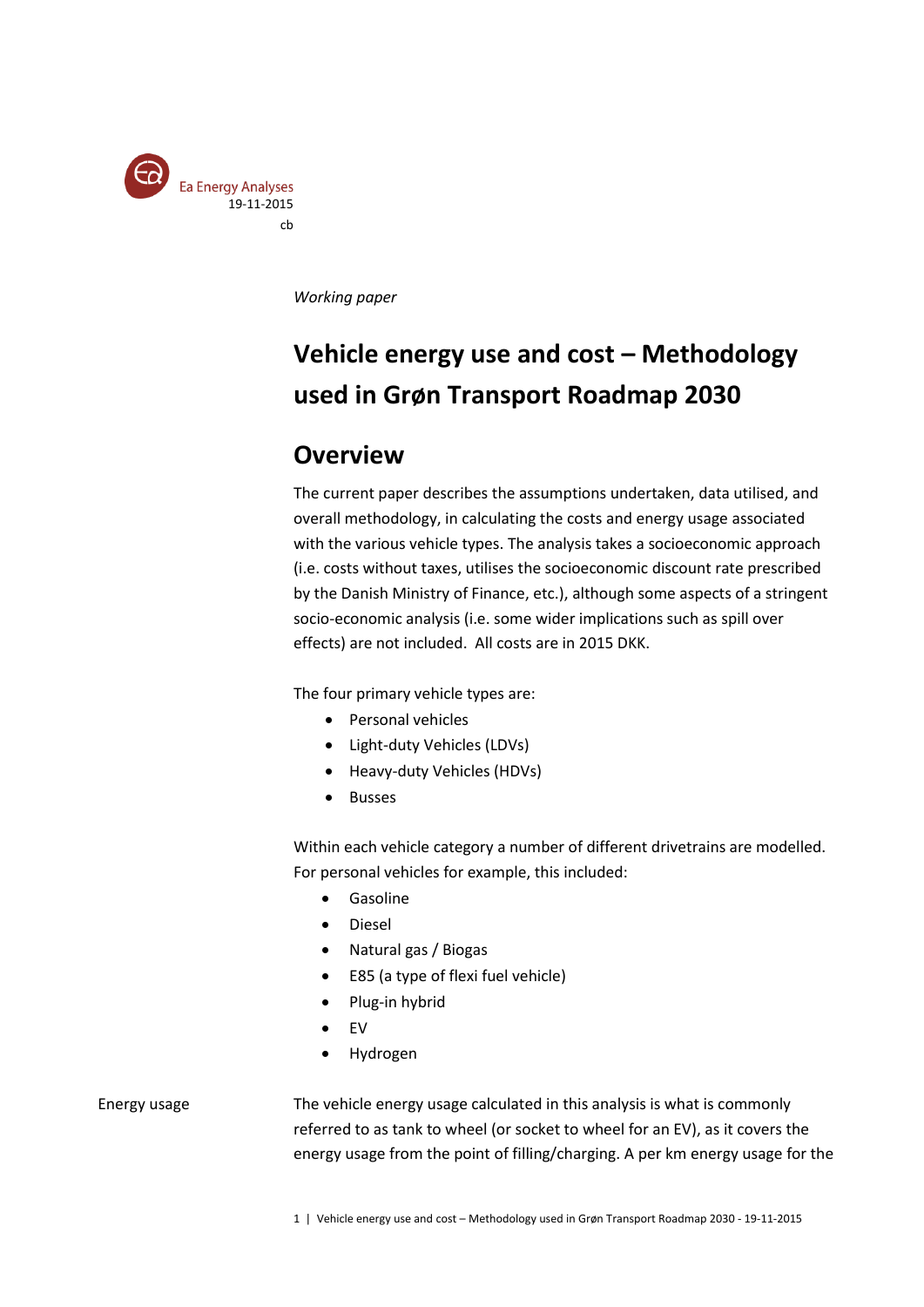Ea Energy Analyses
19-11-2015
cb

*Working paper*

# Vehicle energy use and cost – Methodology used in Grøn Transport Roadmap 2030

## Overview

The current paper describes the assumptions undertaken, data utilised, and overall methodology, in calculating the costs and energy usage associated with the various vehicle types. The analysis takes a socioeconomic approach (i.e. costs without taxes, utilises the socioeconomic discount rate prescribed by the Danish Ministry of Finance, etc.), although some aspects of a stringent socio-economic analysis (i.e. some wider implications such as spill over effects) are not included. All costs are in 2015 DKK.

The four primary vehicle types are:

- Personal vehicles
- Light-duty Vehicles (LDVs)
- Heavy-duty Vehicles (HDVs)
- Busses

Within each vehicle category a number of different drivetrains are modelled. For personal vehicles for example, this included:

- Gasoline
- Diesel
- Natural gas / Biogas
- E85 (a type of flexi fuel vehicle)
- Plug-in hybrid
- EV
- Hydrogen

**Energy usage**

The vehicle energy usage calculated in this analysis is what is commonly referred to as tank to wheel (or socket to wheel for an EV), as it covers the energy usage from the point of filling/charging. A per km energy usage for the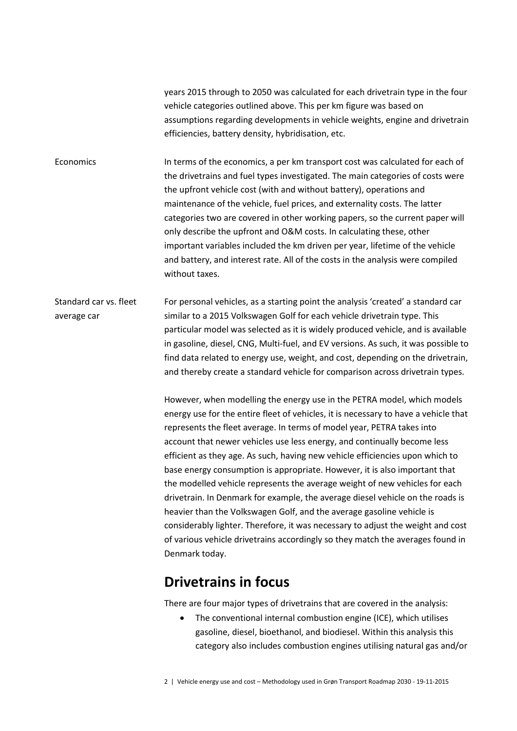years 2015 through to 2050 was calculated for each drivetrain type in the four vehicle categories outlined above. This per km figure was based on assumptions regarding developments in vehicle weights, engine and drivetrain efficiencies, battery density, hybridisation, etc.

**Economics**

In terms of the economics, a per km transport cost was calculated for each of the drivetrains and fuel types investigated. The main categories of costs were the upfront vehicle cost (with and without battery), operations and maintenance of the vehicle, fuel prices, and externality costs. The latter categories two are covered in other working papers, so the current paper will only describe the upfront and O&M costs. In calculating these, other important variables included the km driven per year, lifetime of the vehicle and battery, and interest rate. All of the costs in the analysis were compiled without taxes.

**Standard car vs. fleet average car**

For personal vehicles, as a starting point the analysis 'created' a standard car similar to a 2015 Volkswagen Golf for each vehicle drivetrain type. This particular model was selected as it is widely produced vehicle, and is available in gasoline, diesel, CNG, Multi-fuel, and EV versions. As such, it was possible to find data related to energy use, weight, and cost, depending on the drivetrain, and thereby create a standard vehicle for comparison across drivetrain types.

However, when modelling the energy use in the PETRA model, which models energy use for the entire fleet of vehicles, it is necessary to have a vehicle that represents the fleet average. In terms of model year, PETRA takes into account that newer vehicles use less energy, and continually become less efficient as they age. As such, having new vehicle efficiencies upon which to base energy consumption is appropriate. However, it is also important that the modelled vehicle represents the average weight of new vehicles for each drivetrain. In Denmark for example, the average diesel vehicle on the roads is heavier than the Volkswagen Golf, and the average gasoline vehicle is considerably lighter. Therefore, it was necessary to adjust the weight and cost of various vehicle drivetrains accordingly so they match the averages found in Denmark today.

## Drivetrains in focus

There are four major types of drivetrains that are covered in the analysis:

- The conventional internal combustion engine (ICE), which utilises gasoline, diesel, bioethanol, and biodiesel. Within this analysis this category also includes combustion engines utilising natural gas and/or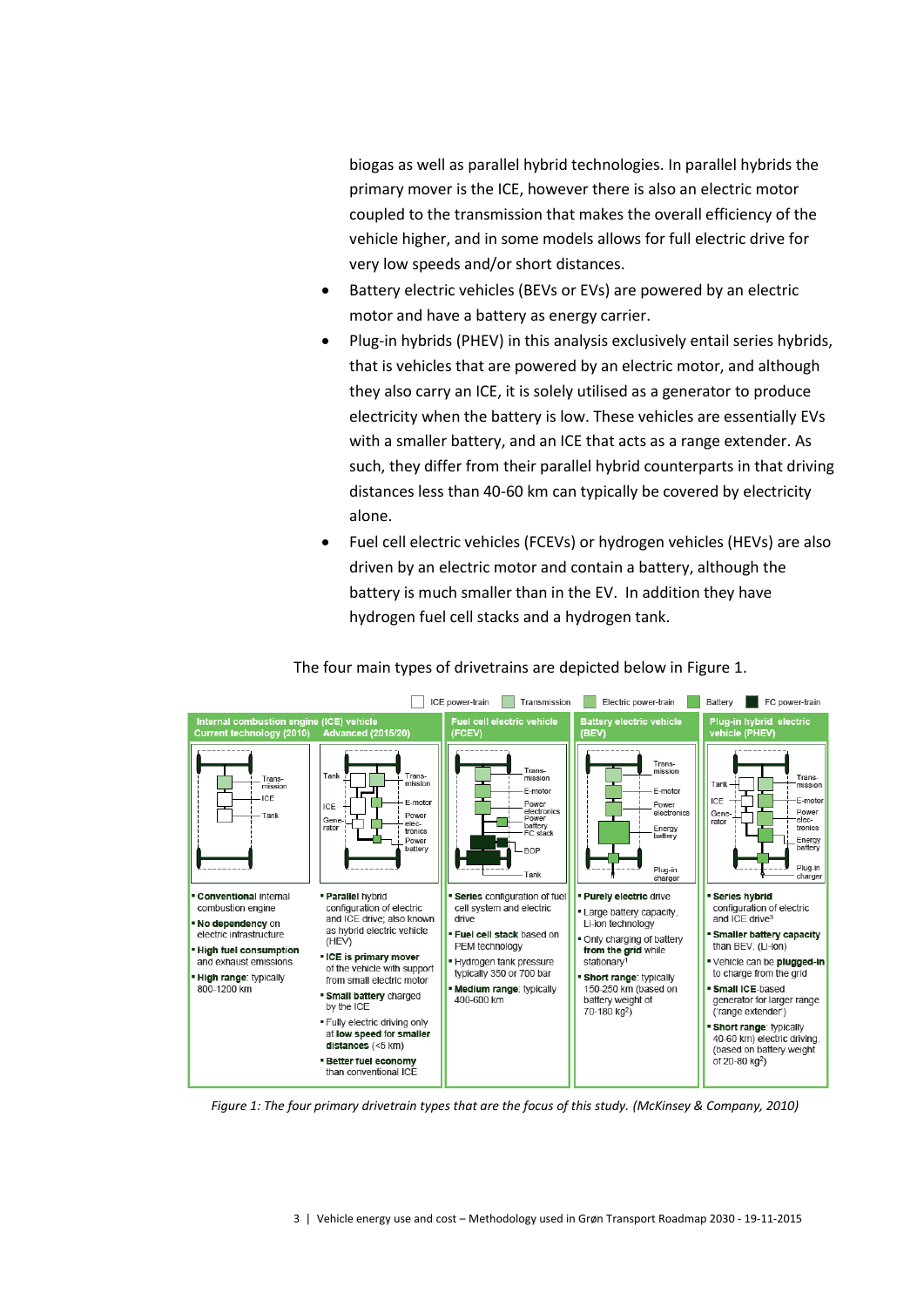biogas as well as parallel hybrid technologies. In parallel hybrids the primary mover is the ICE, however there is also an electric motor coupled to the transmission that makes the overall efficiency of the vehicle higher, and in some models allows for full electric drive for very low speeds and/or short distances.

- Battery electric vehicles (BEVs or EVs) are powered by an electric motor and have a battery as energy carrier.
- Plug-in hybrids (PHEV) in this analysis exclusively entail series hybrids, that is vehicles that are powered by an electric motor, and although they also carry an ICE, it is solely utilised as a generator to produce electricity when the battery is low. These vehicles are essentially EVs with a smaller battery, and an ICE that acts as a range extender. As such, they differ from their parallel hybrid counterparts in that driving distances less than 40-60 km can typically be covered by electricity alone.
- Fuel cell electric vehicles (FCEVs) or hydrogen vehicles (HEVs) are also driven by an electric motor and contain a battery, although the battery is much smaller than in the EV. In addition they have hydrogen fuel cell stacks and a hydrogen tank.

The four main types of drivetrains are depicted below in Figure 1.

| Internal combustion engine (ICE) vehicle – Current technology (2010) | Internal combustion engine (ICE) vehicle – Advanced (2015/20) | Fuel cell electric vehicle (FCEV) | Battery electric vehicle (BEV) | Plug-in hybrid electric vehicle (PHEV) |
|---|---|---|---|---|
| **Conventional** internal combustion engine; **No dependency** on electric infrastructure; **High fuel consumption** and exhaust emissions; **High range**: typically 800-1200 km | **Parallel** hybrid configuration of electric and ICE drive; also known as hybrid electric vehicle (HEV); **ICE is primary mover** of the vehicle with support from small electric motor; **Small battery** charged by the ICE; Fully electric driving only at **low speed for smaller distances** (<5 km); **Better fuel economy** than conventional ICE | **Series** configuration of fuel cell system and electric drive; **Fuel cell stack** based on PEM technology; Hydrogen tank pressure typically 350 or 700 bar; **Medium range**: typically 400-600 km | **Purely electric** drive; Large battery capacity, Li-ion technology; Only charging of battery **from the grid** while stationary[1]; **Short range**: typically 150-250 km (based on battery weight of 70-180 kg[2]) | **Series hybrid** configuration of electric and ICE drive[3]; **Smaller battery capacity** than BEV, (Li-ion); Vehicle can be **plugged-in** to charge from the grid; **Small ICE**-based generator for larger range ('range extender'); **Short range**: typically 40-60 km) electric driving. (based on battery weight of 20-80 kg[2]) |

*Figure 1: The four primary drivetrain types that are the focus of this study. (McKinsey & Company, 2010)*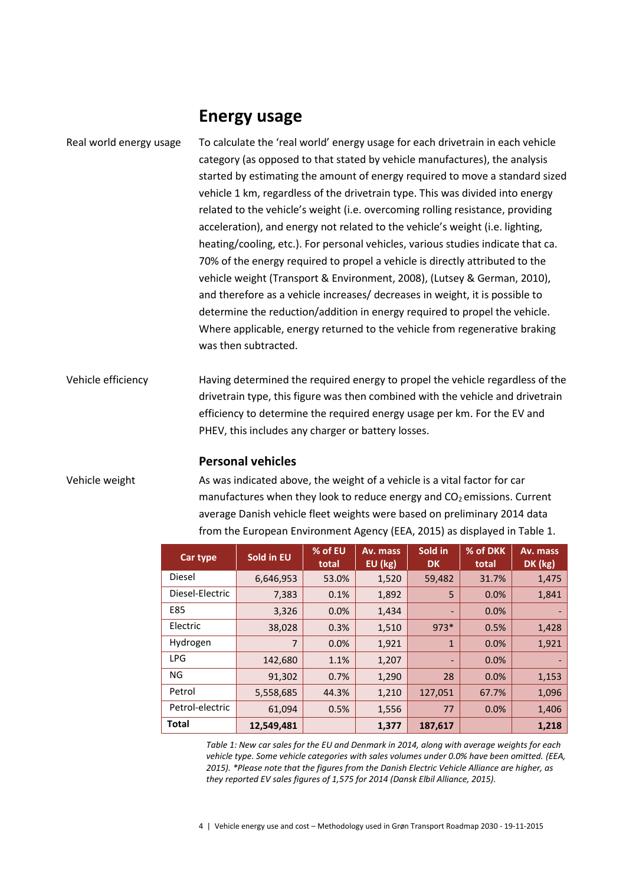## Energy usage

Real world energy usage

To calculate the 'real world' energy usage for each drivetrain in each vehicle category (as opposed to that stated by vehicle manufactures), the analysis started by estimating the amount of energy required to move a standard sized vehicle 1 km, regardless of the drivetrain type. This was divided into energy related to the vehicle's weight (i.e. overcoming rolling resistance, providing acceleration), and energy not related to the vehicle's weight (i.e. lighting, heating/cooling, etc.). For personal vehicles, various studies indicate that ca. 70% of the energy required to propel a vehicle is directly attributed to the vehicle weight (Transport & Environment, 2008), (Lutsey & German, 2010), and therefore as a vehicle increases/ decreases in weight, it is possible to determine the reduction/addition in energy required to propel the vehicle. Where applicable, energy returned to the vehicle from regenerative braking was then subtracted.

Vehicle efficiency

Having determined the required energy to propel the vehicle regardless of the drivetrain type, this figure was then combined with the vehicle and drivetrain efficiency to determine the required energy usage per km. For the EV and PHEV, this includes any charger or battery losses.

### Personal vehicles

Vehicle weight

As was indicated above, the weight of a vehicle is a vital factor for car manufactures when they look to reduce energy and $CO_2$ emissions. Current average Danish vehicle fleet weights were based on preliminary 2014 data from the European Environment Agency (EEA, 2015) as displayed in Table 1.

| Car type | Sold in EU | % of EU total | Av. mass EU (kg) | Sold in DK | % of DKK total | Av. mass DK (kg) |
|---|---|---|---|---|---|---|
| Diesel | 6,646,953 | 53.0% | 1,520 | 59,482 | 31.7% | 1,475 |
| Diesel-Electric | 7,383 | 0.1% | 1,892 | 5 | 0.0% | 1,841 |
| E85 | 3,326 | 0.0% | 1,434 | - | 0.0% | - |
| Electric | 38,028 | 0.3% | 1,510 | 973* | 0.5% | 1,428 |
| Hydrogen | 7 | 0.0% | 1,921 | 1 | 0.0% | 1,921 |
| LPG | 142,680 | 1.1% | 1,207 | - | 0.0% | - |
| NG | 91,302 | 0.7% | 1,290 | 28 | 0.0% | 1,153 |
| Petrol | 5,558,685 | 44.3% | 1,210 | 127,051 | 67.7% | 1,096 |
| Petrol-electric | 61,094 | 0.5% | 1,556 | 77 | 0.0% | 1,406 |
| **Total** | **12,549,481** | | **1,377** | **187,617** | | **1,218** |

*Table 1: New car sales for the EU and Denmark in 2014, along with average weights for each vehicle type. Some vehicle categories with sales volumes under 0.0% have been omitted. (EEA, 2015). *Please note that the figures from the Danish Electric Vehicle Alliance are higher, as they reported EV sales figures of 1,575 for 2014 (Dansk Elbil Alliance, 2015).*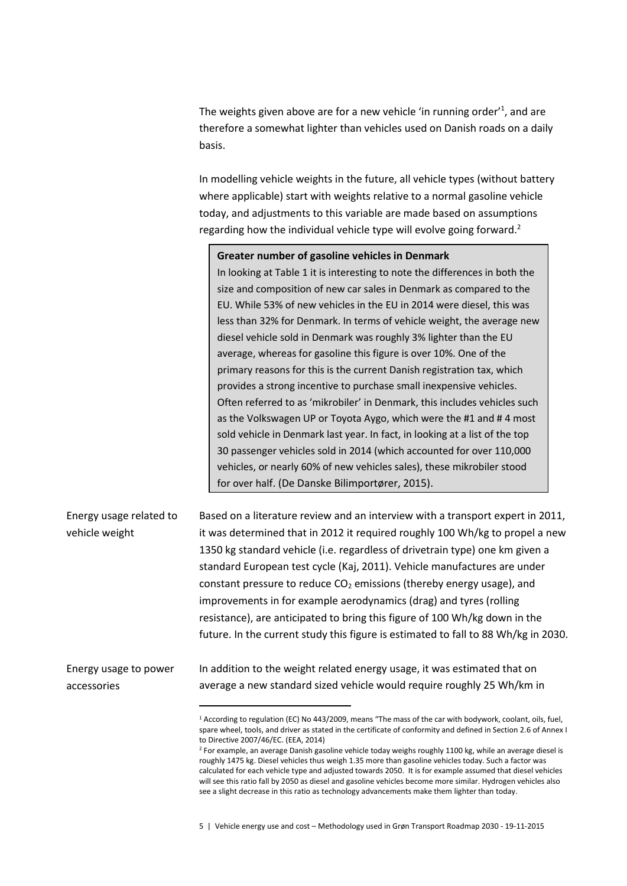The weights given above are for a new vehicle 'in running order'[1], and are therefore a somewhat lighter than vehicles used on Danish roads on a daily basis.

In modelling vehicle weights in the future, all vehicle types (without battery where applicable) start with weights relative to a normal gasoline vehicle today, and adjustments to this variable are made based on assumptions regarding how the individual vehicle type will evolve going forward.[2]

> **Greater number of gasoline vehicles in Denmark**
>
> In looking at Table 1 it is interesting to note the differences in both the size and composition of new car sales in Denmark as compared to the EU. While 53% of new vehicles in the EU in 2014 were diesel, this was less than 32% for Denmark. In terms of vehicle weight, the average new diesel vehicle sold in Denmark was roughly 3% lighter than the EU average, whereas for gasoline this figure is over 10%. One of the primary reasons for this is the current Danish registration tax, which provides a strong incentive to purchase small inexpensive vehicles. Often referred to as 'mikrobiler' in Denmark, this includes vehicles such as the Volkswagen UP or Toyota Aygo, which were the #1 and # 4 most sold vehicle in Denmark last year. In fact, in looking at a list of the top 30 passenger vehicles sold in 2014 (which accounted for over 110,000 vehicles, or nearly 60% of new vehicles sales), these mikrobiler stood for over half. (De Danske Bilimportører, 2015).

**Energy usage related to vehicle weight**

Based on a literature review and an interview with a transport expert in 2011, it was determined that in 2012 it required roughly 100 Wh/kg to propel a new 1350 kg standard vehicle (i.e. regardless of drivetrain type) one km given a standard European test cycle (Kaj, 2011). Vehicle manufactures are under constant pressure to reduce $CO_2$ emissions (thereby energy usage), and improvements in for example aerodynamics (drag) and tyres (rolling resistance), are anticipated to bring this figure of 100 Wh/kg down in the future. In the current study this figure is estimated to fall to 88 Wh/kg in 2030.

**Energy usage to power accessories**

In addition to the weight related energy usage, it was estimated that on average a new standard sized vehicle would require roughly 25 Wh/km in

---

[1] According to regulation (EC) No 443/2009, means "The mass of the car with bodywork, coolant, oils, fuel, spare wheel, tools, and driver as stated in the certificate of conformity and defined in Section 2.6 of Annex I to Directive 2007/46/EC. (EEA, 2014)

[2] For example, an average Danish gasoline vehicle today weighs roughly 1100 kg, while an average diesel is roughly 1475 kg. Diesel vehicles thus weigh 1.35 more than gasoline vehicles today. Such a factor was calculated for each vehicle type and adjusted towards 2050. It is for example assumed that diesel vehicles will see this ratio fall by 2050 as diesel and gasoline vehicles become more similar. Hydrogen vehicles also see a slight decrease in this ratio as technology advancements make them lighter than today.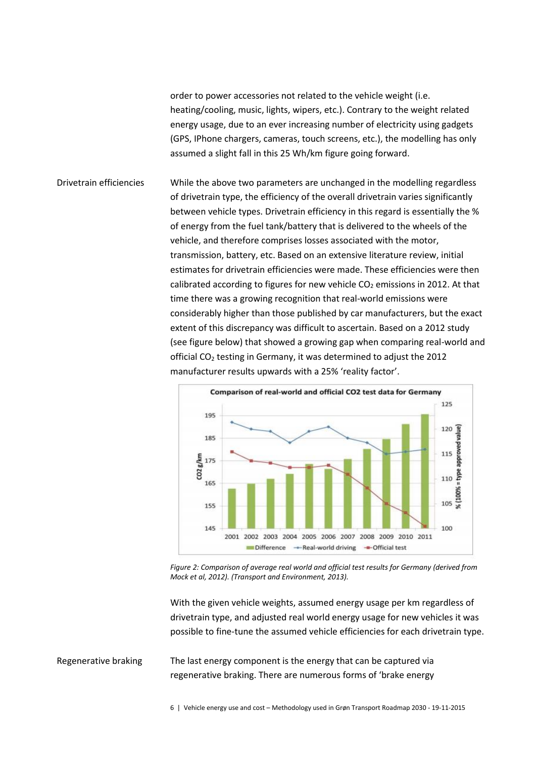order to power accessories not related to the vehicle weight (i.e. heating/cooling, music, lights, wipers, etc.). Contrary to the weight related energy usage, due to an ever increasing number of electricity using gadgets (GPS, IPhone chargers, cameras, touch screens, etc.), the modelling has only assumed a slight fall in this 25 Wh/km figure going forward.

**Drivetrain efficiencies**

While the above two parameters are unchanged in the modelling regardless of drivetrain type, the efficiency of the overall drivetrain varies significantly between vehicle types. Drivetrain efficiency in this regard is essentially the % of energy from the fuel tank/battery that is delivered to the wheels of the vehicle, and therefore comprises losses associated with the motor, transmission, battery, etc. Based on an extensive literature review, initial estimates for drivetrain efficiencies were made. These efficiencies were then calibrated according to figures for new vehicle $CO_2$ emissions in 2012. At that time there was a growing recognition that real-world emissions were considerably higher than those published by car manufacturers, but the exact extent of this discrepancy was difficult to ascertain. Based on a 2012 study (see figure below) that showed a growing gap when comparing real-world and official $CO_2$ testing in Germany, it was determined to adjust the 2012 manufacturer results upwards with a 25% 'reality factor'.

*Figure 2: Comparison of average real world and official test results for Germany (derived from Mock et al, 2012). (Transport and Environment, 2013).*

With the given vehicle weights, assumed energy usage per km regardless of drivetrain type, and adjusted real world energy usage for new vehicles it was possible to fine-tune the assumed vehicle efficiencies for each drivetrain type.

**Regenerative braking**

The last energy component is the energy that can be captured via regenerative braking. There are numerous forms of 'brake energy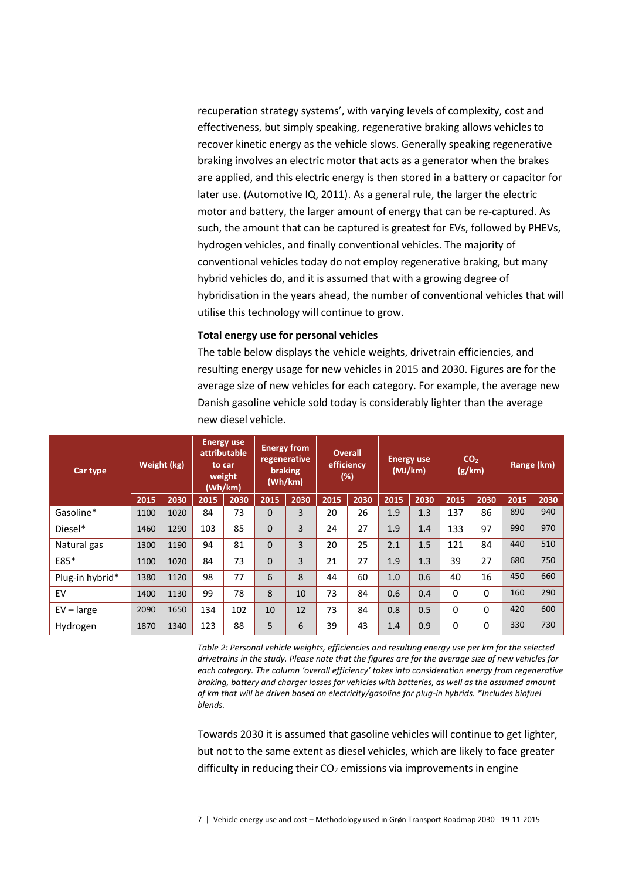recuperation strategy systems', with varying levels of complexity, cost and effectiveness, but simply speaking, regenerative braking allows vehicles to recover kinetic energy as the vehicle slows. Generally speaking regenerative braking involves an electric motor that acts as a generator when the brakes are applied, and this electric energy is then stored in a battery or capacitor for later use. (Automotive IQ, 2011). As a general rule, the larger the electric motor and battery, the larger amount of energy that can be re-captured. As such, the amount that can be captured is greatest for EVs, followed by PHEVs, hydrogen vehicles, and finally conventional vehicles. The majority of conventional vehicles today do not employ regenerative braking, but many hybrid vehicles do, and it is assumed that with a growing degree of hybridisation in the years ahead, the number of conventional vehicles that will utilise this technology will continue to grow.

**Total energy use for personal vehicles**

The table below displays the vehicle weights, drivetrain efficiencies, and resulting energy usage for new vehicles in 2015 and 2030. Figures are for the average size of new vehicles for each category. For example, the average new Danish gasoline vehicle sold today is considerably lighter than the average new diesel vehicle.

| Car type | Weight (kg) | | Energy use attributable to car weight (Wh/km) | | Energy from regenerative braking (Wh/km) | | Overall efficiency (%) | | Energy use (MJ/km) | | $CO_2$ (g/km) | | Range (km) | |
|---|---|---|---|---|---|---|---|---|---|---|---|---|---|---|
| | 2015 | 2030 | 2015 | 2030 | 2015 | 2030 | 2015 | 2030 | 2015 | 2030 | 2015 | 2030 | 2015 | 2030 |
| Gasoline* | 1100 | 1020 | 84 | 73 | 0 | 3 | 20 | 26 | 1.9 | 1.3 | 137 | 86 | 890 | 940 |
| Diesel* | 1460 | 1290 | 103 | 85 | 0 | 3 | 24 | 27 | 1.9 | 1.4 | 133 | 97 | 990 | 970 |
| Natural gas | 1300 | 1190 | 94 | 81 | 0 | 3 | 20 | 25 | 2.1 | 1.5 | 121 | 84 | 440 | 510 |
| E85* | 1100 | 1020 | 84 | 73 | 0 | 3 | 21 | 27 | 1.9 | 1.3 | 39 | 27 | 680 | 750 |
| Plug-in hybrid* | 1380 | 1120 | 98 | 77 | 6 | 8 | 44 | 60 | 1.0 | 0.6 | 40 | 16 | 450 | 660 |
| EV | 1400 | 1130 | 99 | 78 | 8 | 10 | 73 | 84 | 0.6 | 0.4 | 0 | 0 | 160 | 290 |
| EV – large | 2090 | 1650 | 134 | 102 | 10 | 12 | 73 | 84 | 0.8 | 0.5 | 0 | 0 | 420 | 600 |
| Hydrogen | 1870 | 1340 | 123 | 88 | 5 | 6 | 39 | 43 | 1.4 | 0.9 | 0 | 0 | 330 | 730 |

*Table 2: Personal vehicle weights, efficiencies and resulting energy use per km for the selected drivetrains in the study. Please note that the figures are for the average size of new vehicles for each category. The column 'overall efficiency' takes into consideration energy from regenerative braking, battery and charger losses for vehicles with batteries, as well as the assumed amount of km that will be driven based on electricity/gasoline for plug-in hybrids. *Includes biofuel blends.*

Towards 2030 it is assumed that gasoline vehicles will continue to get lighter, but not to the same extent as diesel vehicles, which are likely to face greater difficulty in reducing their $CO_2$ emissions via improvements in engine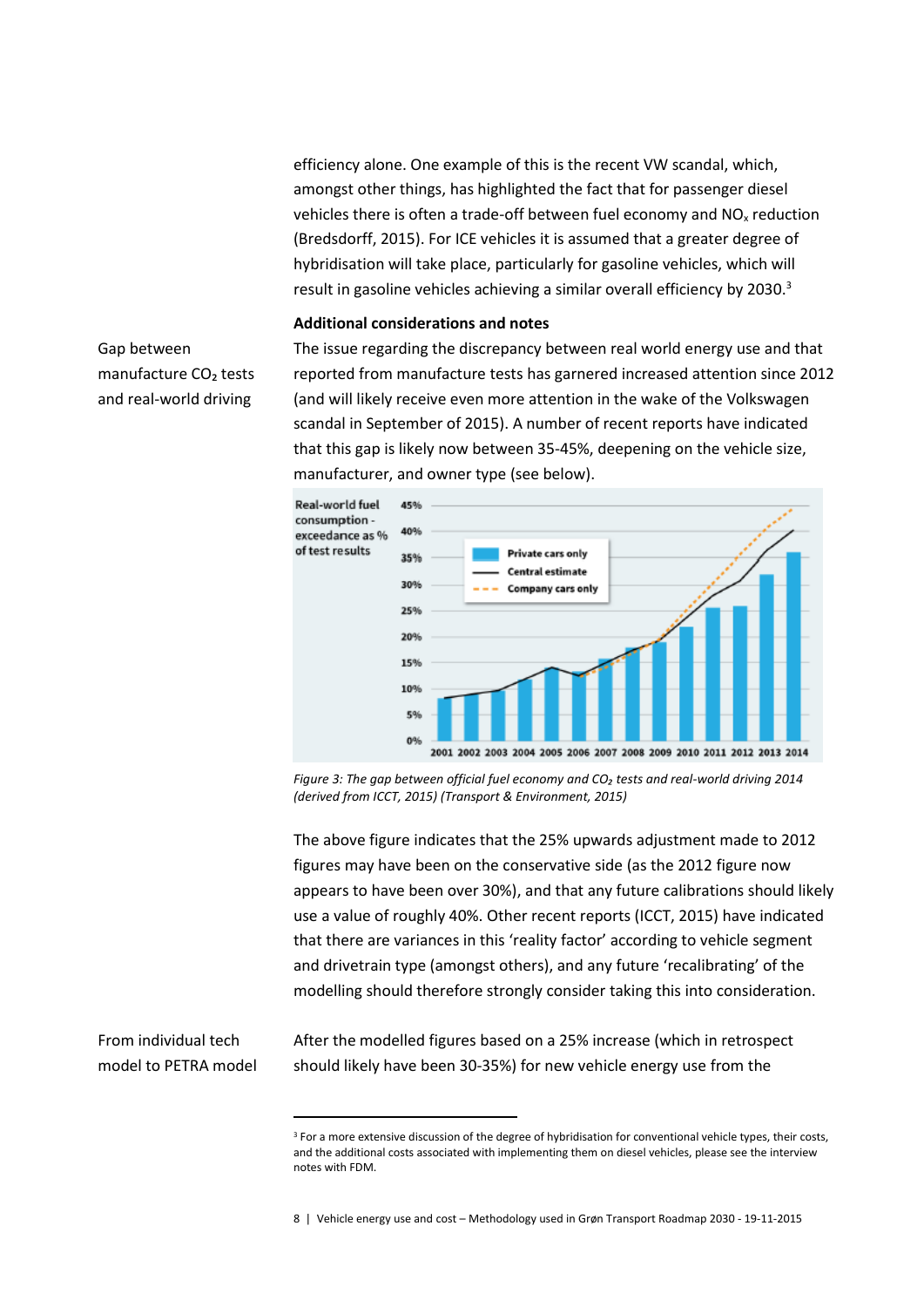efficiency alone. One example of this is the recent VW scandal, which, amongst other things, has highlighted the fact that for passenger diesel vehicles there is often a trade-off between fuel economy and $NO_x$ reduction (Bredsdorff, 2015). For ICE vehicles it is assumed that a greater degree of hybridisation will take place, particularly for gasoline vehicles, which will result in gasoline vehicles achieving a similar overall efficiency by 2030.[3]

### Additional considerations and notes

Gap between manufacture $CO_2$ tests and real-world driving

The issue regarding the discrepancy between real world energy use and that reported from manufacture tests has garnered increased attention since 2012 (and will likely receive even more attention in the wake of the Volkswagen scandal in September of 2015). A number of recent reports have indicated that this gap is likely now between 35-45%, deepening on the vehicle size, manufacturer, and owner type (see below).

*Figure 3: The gap between official fuel economy and $CO_2$ tests and real-world driving 2014 (derived from ICCT, 2015) (Transport & Environment, 2015)*

The above figure indicates that the 25% upwards adjustment made to 2012 figures may have been on the conservative side (as the 2012 figure now appears to have been over 30%), and that any future calibrations should likely use a value of roughly 40%. Other recent reports (ICCT, 2015) have indicated that there are variances in this 'reality factor' according to vehicle segment and drivetrain type (amongst others), and any future 'recalibrating' of the modelling should therefore strongly consider taking this into consideration.

From individual tech model to PETRA model

After the modelled figures based on a 25% increase (which in retrospect should likely have been 30-35%) for new vehicle energy use from the

[3] For a more extensive discussion of the degree of hybridisation for conventional vehicle types, their costs, and the additional costs associated with implementing them on diesel vehicles, please see the interview notes with FDM.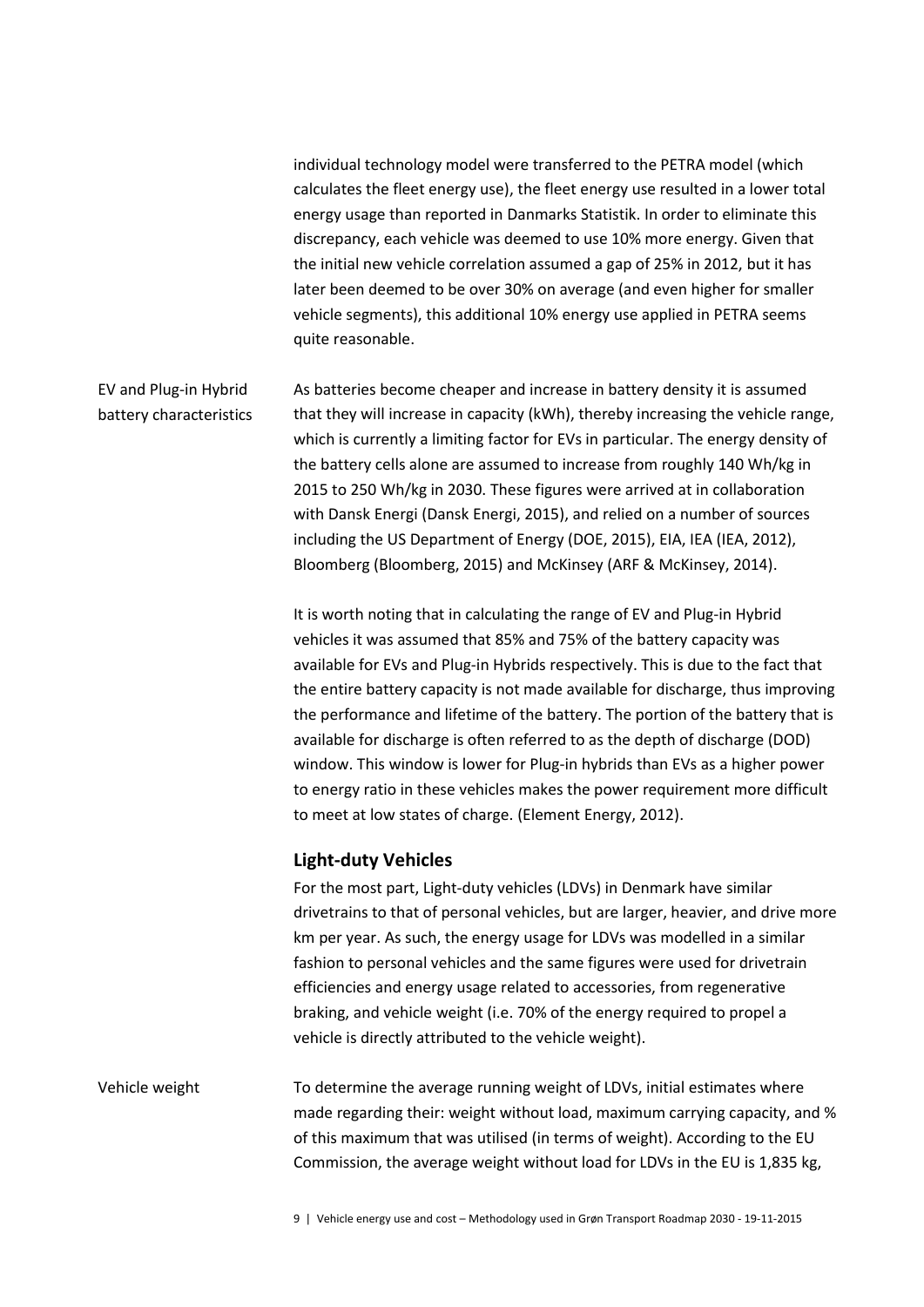individual technology model were transferred to the PETRA model (which calculates the fleet energy use), the fleet energy use resulted in a lower total energy usage than reported in Danmarks Statistik. In order to eliminate this discrepancy, each vehicle was deemed to use 10% more energy. Given that the initial new vehicle correlation assumed a gap of 25% in 2012, but it has later been deemed to be over 30% on average (and even higher for smaller vehicle segments), this additional 10% energy use applied in PETRA seems quite reasonable.

EV and Plug-in Hybrid battery characteristics

As batteries become cheaper and increase in battery density it is assumed that they will increase in capacity (kWh), thereby increasing the vehicle range, which is currently a limiting factor for EVs in particular. The energy density of the battery cells alone are assumed to increase from roughly 140 Wh/kg in 2015 to 250 Wh/kg in 2030. These figures were arrived at in collaboration with Dansk Energi (Dansk Energi, 2015), and relied on a number of sources including the US Department of Energy (DOE, 2015), EIA, IEA (IEA, 2012), Bloomberg (Bloomberg, 2015) and McKinsey (ARF & McKinsey, 2014).

It is worth noting that in calculating the range of EV and Plug-in Hybrid vehicles it was assumed that 85% and 75% of the battery capacity was available for EVs and Plug-in Hybrids respectively. This is due to the fact that the entire battery capacity is not made available for discharge, thus improving the performance and lifetime of the battery. The portion of the battery that is available for discharge is often referred to as the depth of discharge (DOD) window. This window is lower for Plug-in hybrids than EVs as a higher power to energy ratio in these vehicles makes the power requirement more difficult to meet at low states of charge. (Element Energy, 2012).

## Light-duty Vehicles

For the most part, Light-duty vehicles (LDVs) in Denmark have similar drivetrains to that of personal vehicles, but are larger, heavier, and drive more km per year. As such, the energy usage for LDVs was modelled in a similar fashion to personal vehicles and the same figures were used for drivetrain efficiencies and energy usage related to accessories, from regenerative braking, and vehicle weight (i.e. 70% of the energy required to propel a vehicle is directly attributed to the vehicle weight).

Vehicle weight

To determine the average running weight of LDVs, initial estimates where made regarding their: weight without load, maximum carrying capacity, and % of this maximum that was utilised (in terms of weight). According to the EU Commission, the average weight without load for LDVs in the EU is 1,835 kg,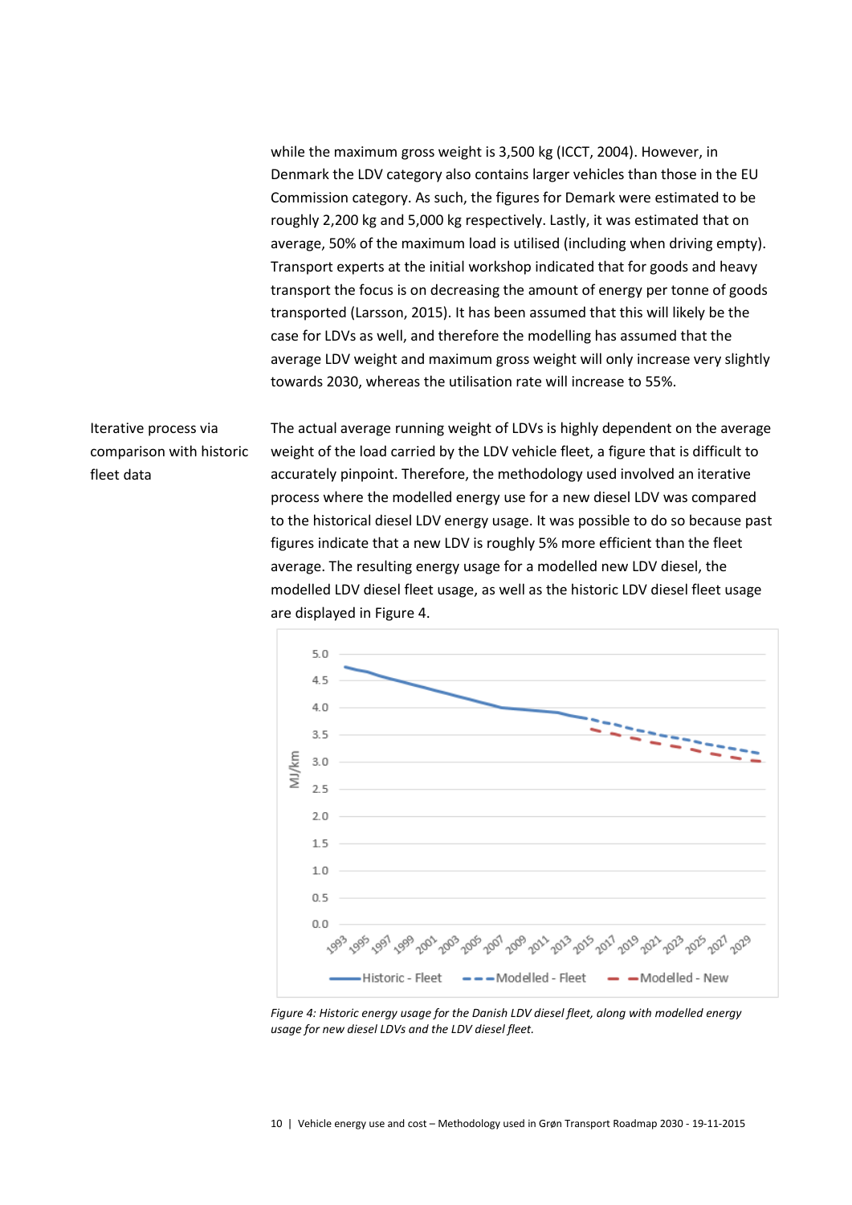while the maximum gross weight is 3,500 kg (ICCT, 2004). However, in Denmark the LDV category also contains larger vehicles than those in the EU Commission category. As such, the figures for Demark were estimated to be roughly 2,200 kg and 5,000 kg respectively. Lastly, it was estimated that on average, 50% of the maximum load is utilised (including when driving empty). Transport experts at the initial workshop indicated that for goods and heavy transport the focus is on decreasing the amount of energy per tonne of goods transported (Larsson, 2015). It has been assumed that this will likely be the case for LDVs as well, and therefore the modelling has assumed that the average LDV weight and maximum gross weight will only increase very slightly towards 2030, whereas the utilisation rate will increase to 55%.

**Iterative process via comparison with historic fleet data**

The actual average running weight of LDVs is highly dependent on the average weight of the load carried by the LDV vehicle fleet, a figure that is difficult to accurately pinpoint. Therefore, the methodology used involved an iterative process where the modelled energy use for a new diesel LDV was compared to the historical diesel LDV energy usage. It was possible to do so because past figures indicate that a new LDV is roughly 5% more efficient than the fleet average. The resulting energy usage for a modelled new LDV diesel, the modelled LDV diesel fleet usage, as well as the historic LDV diesel fleet usage are displayed in Figure 4.

*Figure 4: Historic energy usage for the Danish LDV diesel fleet, along with modelled energy usage for new diesel LDVs and the LDV diesel fleet.*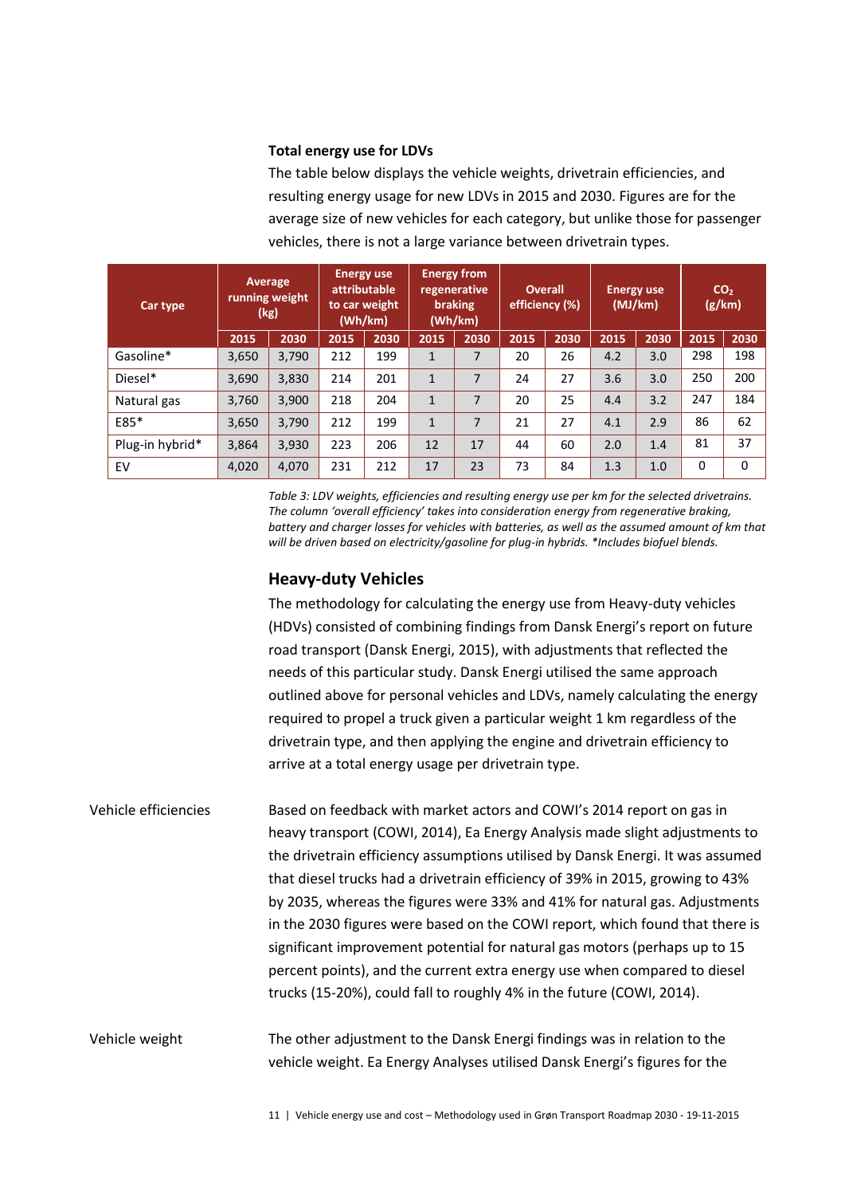**Total energy use for LDVs**

The table below displays the vehicle weights, drivetrain efficiencies, and resulting energy usage for new LDVs in 2015 and 2030. Figures are for the average size of new vehicles for each category, but unlike those for passenger vehicles, there is not a large variance between drivetrain types.

| Car type | Average running weight (kg) | | Energy use attributable to car weight (Wh/km) | | Energy from regenerative braking (Wh/km) | | Overall efficiency (%) | | Energy use (MJ/km) | | $CO_2$ (g/km) | |
|---|---|---|---|---|---|---|---|---|---|---|---|---|
| | 2015 | 2030 | 2015 | 2030 | 2015 | 2030 | 2015 | 2030 | 2015 | 2030 | 2015 | 2030 |
| Gasoline* | 3,650 | 3,790 | 212 | 199 | 1 | 7 | 20 | 26 | 4.2 | 3.0 | 298 | 198 |
| Diesel* | 3,690 | 3,830 | 214 | 201 | 1 | 7 | 24 | 27 | 3.6 | 3.0 | 250 | 200 |
| Natural gas | 3,760 | 3,900 | 218 | 204 | 1 | 7 | 20 | 25 | 4.4 | 3.2 | 247 | 184 |
| E85* | 3,650 | 3,790 | 212 | 199 | 1 | 7 | 21 | 27 | 4.1 | 2.9 | 86 | 62 |
| Plug-in hybrid* | 3,864 | 3,930 | 223 | 206 | 12 | 17 | 44 | 60 | 2.0 | 1.4 | 81 | 37 |
| EV | 4,020 | 4,070 | 231 | 212 | 17 | 23 | 73 | 84 | 1.3 | 1.0 | 0 | 0 |

*Table 3: LDV weights, efficiencies and resulting energy use per km for the selected drivetrains. The column 'overall efficiency' takes into consideration energy from regenerative braking, battery and charger losses for vehicles with batteries, as well as the assumed amount of km that will be driven based on electricity/gasoline for plug-in hybrids. *Includes biofuel blends.*

## Heavy-duty Vehicles

The methodology for calculating the energy use from Heavy-duty vehicles (HDVs) consisted of combining findings from Dansk Energi's report on future road transport (Dansk Energi, 2015), with adjustments that reflected the needs of this particular study. Dansk Energi utilised the same approach outlined above for personal vehicles and LDVs, namely calculating the energy required to propel a truck given a particular weight 1 km regardless of the drivetrain type, and then applying the engine and drivetrain efficiency to arrive at a total energy usage per drivetrain type.

Vehicle efficiencies

Based on feedback with market actors and COWI's 2014 report on gas in heavy transport (COWI, 2014), Ea Energy Analysis made slight adjustments to the drivetrain efficiency assumptions utilised by Dansk Energi. It was assumed that diesel trucks had a drivetrain efficiency of 39% in 2015, growing to 43% by 2035, whereas the figures were 33% and 41% for natural gas. Adjustments in the 2030 figures were based on the COWI report, which found that there is significant improvement potential for natural gas motors (perhaps up to 15 percent points), and the current extra energy use when compared to diesel trucks (15-20%), could fall to roughly 4% in the future (COWI, 2014).

Vehicle weight

The other adjustment to the Dansk Energi findings was in relation to the vehicle weight. Ea Energy Analyses utilised Dansk Energi's figures for the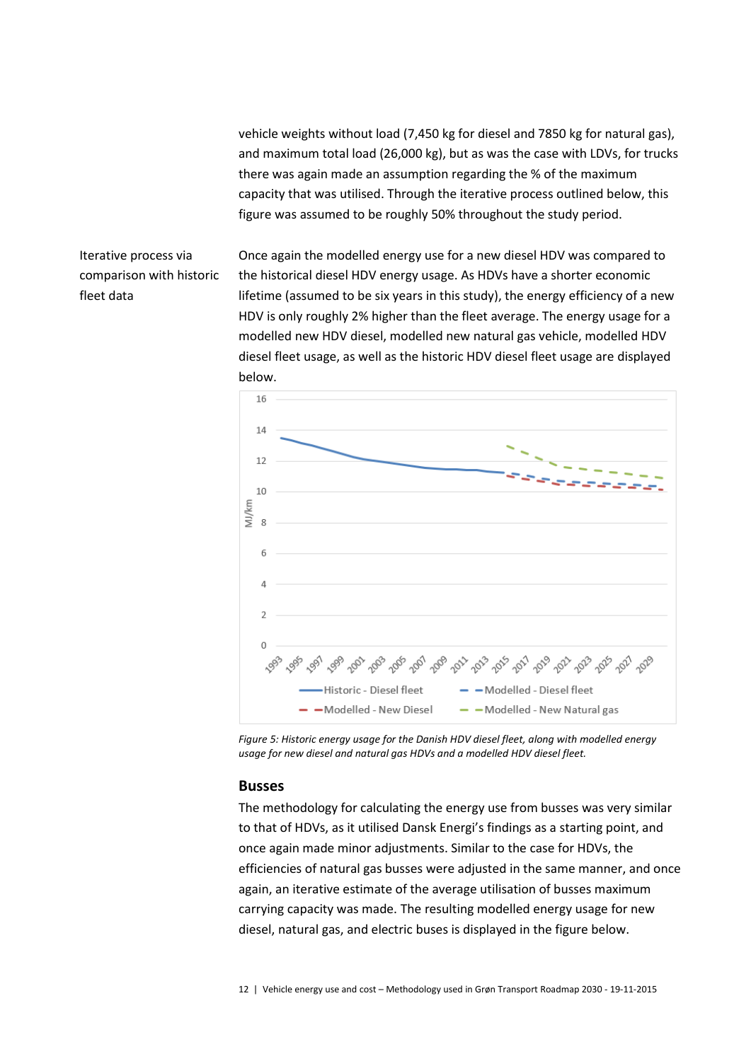vehicle weights without load (7,450 kg for diesel and 7850 kg for natural gas), and maximum total load (26,000 kg), but as was the case with LDVs, for trucks there was again made an assumption regarding the % of the maximum capacity that was utilised. Through the iterative process outlined below, this figure was assumed to be roughly 50% throughout the study period.

Iterative process via comparison with historic fleet data

Once again the modelled energy use for a new diesel HDV was compared to the historical diesel HDV energy usage. As HDVs have a shorter economic lifetime (assumed to be six years in this study), the energy efficiency of a new HDV is only roughly 2% higher than the fleet average. The energy usage for a modelled new HDV diesel, modelled new natural gas vehicle, modelled HDV diesel fleet usage, as well as the historic HDV diesel fleet usage are displayed below.

*Figure 5: Historic energy usage for the Danish HDV diesel fleet, along with modelled energy usage for new diesel and natural gas HDVs and a modelled HDV diesel fleet.*

## Busses

The methodology for calculating the energy use from busses was very similar to that of HDVs, as it utilised Dansk Energi's findings as a starting point, and once again made minor adjustments. Similar to the case for HDVs, the efficiencies of natural gas busses were adjusted in the same manner, and once again, an iterative estimate of the average utilisation of busses maximum carrying capacity was made. The resulting modelled energy usage for new diesel, natural gas, and electric buses is displayed in the figure below.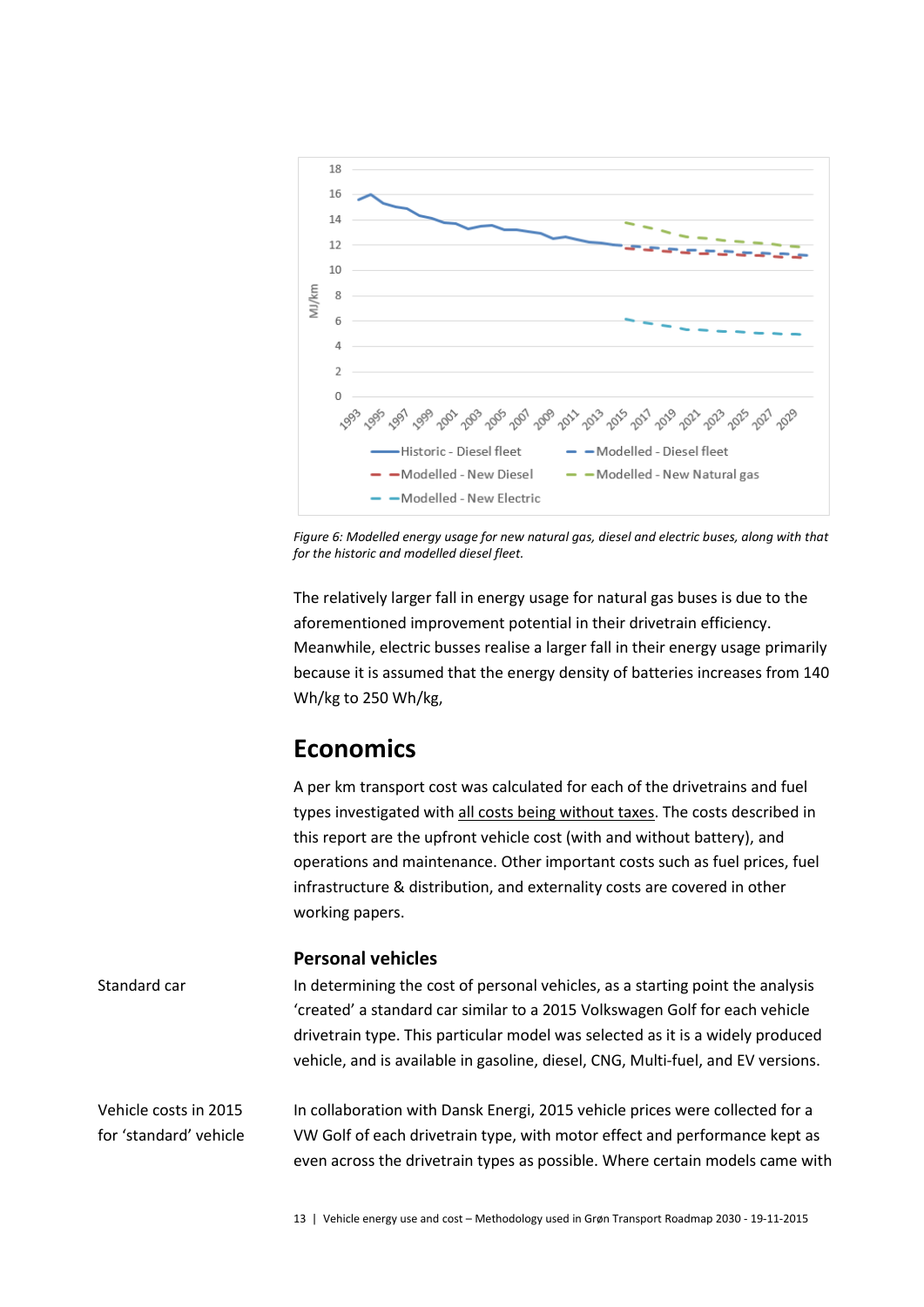Figure 6: Modelled energy usage for new natural gas, diesel and electric buses, along with that for the historic and modelled diesel fleet.

The relatively larger fall in energy usage for natural gas buses is due to the aforementioned improvement potential in their drivetrain efficiency. Meanwhile, electric busses realise a larger fall in their energy usage primarily because it is assumed that the energy density of batteries increases from 140 Wh/kg to 250 Wh/kg,

## Economics

A per km transport cost was calculated for each of the drivetrains and fuel types investigated with all costs being without taxes. The costs described in this report are the upfront vehicle cost (with and without battery), and operations and maintenance. Other important costs such as fuel prices, fuel infrastructure & distribution, and externality costs are covered in other working papers.

### Personal vehicles

**Standard car**

In determining the cost of personal vehicles, as a starting point the analysis 'created' a standard car similar to a 2015 Volkswagen Golf for each vehicle drivetrain type. This particular model was selected as it is a widely produced vehicle, and is available in gasoline, diesel, CNG, Multi-fuel, and EV versions.

**Vehicle costs in 2015 for 'standard' vehicle**

In collaboration with Dansk Energi, 2015 vehicle prices were collected for a VW Golf of each drivetrain type, with motor effect and performance kept as even across the drivetrain types as possible. Where certain models came with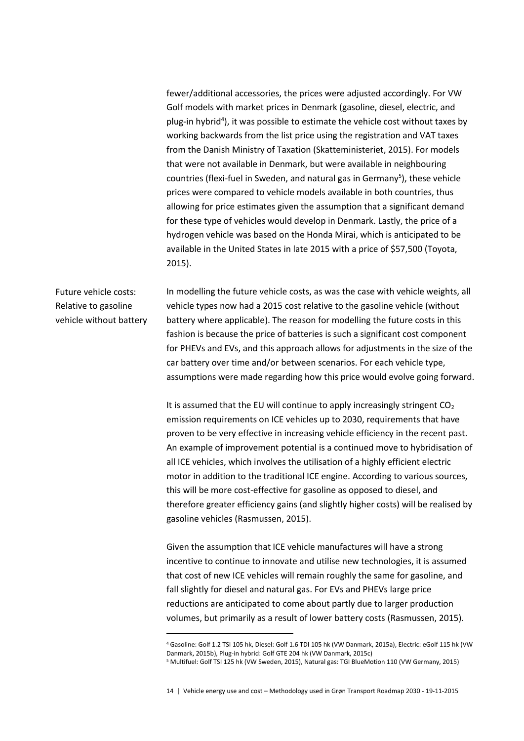fewer/additional accessories, the prices were adjusted accordingly. For VW Golf models with market prices in Denmark (gasoline, diesel, electric, and plug-in hybrid[4]), it was possible to estimate the vehicle cost without taxes by working backwards from the list price using the registration and VAT taxes from the Danish Ministry of Taxation (Skatteministeriet, 2015). For models that were not available in Denmark, but were available in neighbouring countries (flexi-fuel in Sweden, and natural gas in Germany[5]), these vehicle prices were compared to vehicle models available in both countries, thus allowing for price estimates given the assumption that a significant demand for these type of vehicles would develop in Denmark. Lastly, the price of a hydrogen vehicle was based on the Honda Mirai, which is anticipated to be available in the United States in late 2015 with a price of $57,500 (Toyota, 2015).

**Future vehicle costs: Relative to gasoline vehicle without battery**

In modelling the future vehicle costs, as was the case with vehicle weights, all vehicle types now had a 2015 cost relative to the gasoline vehicle (without battery where applicable). The reason for modelling the future costs in this fashion is because the price of batteries is such a significant cost component for PHEVs and EVs, and this approach allows for adjustments in the size of the car battery over time and/or between scenarios. For each vehicle type, assumptions were made regarding how this price would evolve going forward.

It is assumed that the EU will continue to apply increasingly stringent $CO_2$ emission requirements on ICE vehicles up to 2030, requirements that have proven to be very effective in increasing vehicle efficiency in the recent past. An example of improvement potential is a continued move to hybridisation of all ICE vehicles, which involves the utilisation of a highly efficient electric motor in addition to the traditional ICE engine. According to various sources, this will be more cost-effective for gasoline as opposed to diesel, and therefore greater efficiency gains (and slightly higher costs) will be realised by gasoline vehicles (Rasmussen, 2015).

Given the assumption that ICE vehicle manufactures will have a strong incentive to continue to innovate and utilise new technologies, it is assumed that cost of new ICE vehicles will remain roughly the same for gasoline, and fall slightly for diesel and natural gas. For EVs and PHEVs large price reductions are anticipated to come about partly due to larger production volumes, but primarily as a result of lower battery costs (Rasmussen, 2015).

---

[4] Gasoline: Golf 1.2 TSI 105 hk, Diesel: Golf 1.6 TDI 105 hk (VW Danmark, 2015a), Electric: eGolf 115 hk (VW Danmark, 2015b), Plug-in hybrid: Golf GTE 204 hk (VW Danmark, 2015c)

[5] Multifuel: Golf TSI 125 hk (VW Sweden, 2015), Natural gas: TGI BlueMotion 110 (VW Germany, 2015)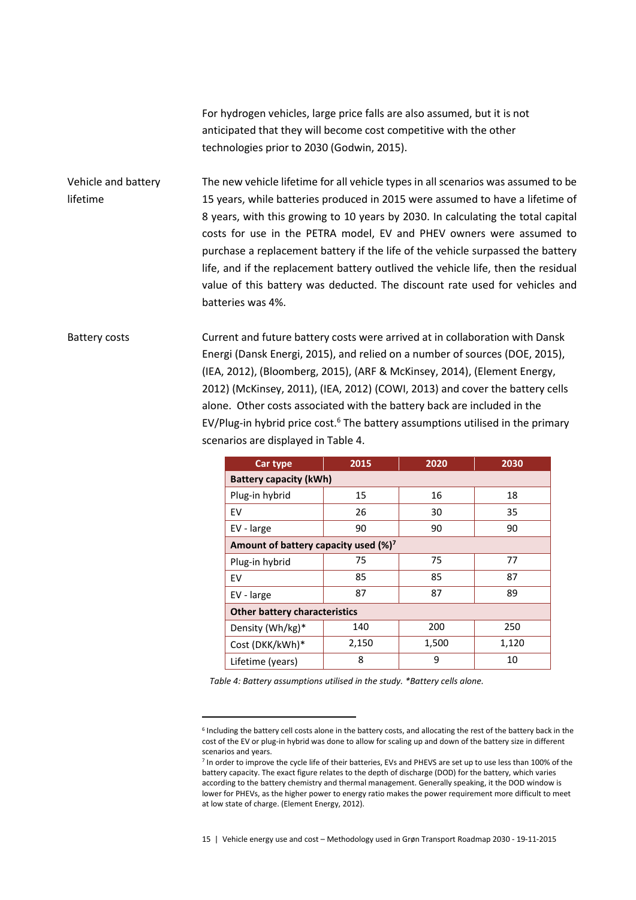For hydrogen vehicles, large price falls are also assumed, but it is not anticipated that they will become cost competitive with the other technologies prior to 2030 (Godwin, 2015).

**Vehicle and battery lifetime**

The new vehicle lifetime for all vehicle types in all scenarios was assumed to be 15 years, while batteries produced in 2015 were assumed to have a lifetime of 8 years, with this growing to 10 years by 2030. In calculating the total capital costs for use in the PETRA model, EV and PHEV owners were assumed to purchase a replacement battery if the life of the vehicle surpassed the battery life, and if the replacement battery outlived the vehicle life, then the residual value of this battery was deducted. The discount rate used for vehicles and batteries was 4%.

**Battery costs**

Current and future battery costs were arrived at in collaboration with Dansk Energi (Dansk Energi, 2015), and relied on a number of sources (DOE, 2015), (IEA, 2012), (Bloomberg, 2015), (ARF & McKinsey, 2014), (Element Energy, 2012) (McKinsey, 2011), (IEA, 2012) (COWI, 2013) and cover the battery cells alone. Other costs associated with the battery back are included in the EV/Plug-in hybrid price cost.[6] The battery assumptions utilised in the primary scenarios are displayed in Table 4.

| Car type | 2015 | 2020 | 2030 |
|---|---|---|---|
| **Battery capacity (kWh)** | | | |
| Plug-in hybrid | 15 | 16 | 18 |
| EV | 26 | 30 | 35 |
| EV - large | 90 | 90 | 90 |
| **Amount of battery capacity used (%)[7]** | | | |
| Plug-in hybrid | 75 | 75 | 77 |
| EV | 85 | 85 | 87 |
| EV - large | 87 | 87 | 89 |
| **Other battery characteristics** | | | |
| Density (Wh/kg)* | 140 | 200 | 250 |
| Cost (DKK/kWh)* | 2,150 | 1,500 | 1,120 |
| Lifetime (years) | 8 | 9 | 10 |

*Table 4: Battery assumptions utilised in the study. *Battery cells alone.*

---

[6] Including the battery cell costs alone in the battery costs, and allocating the rest of the battery back in the cost of the EV or plug-in hybrid was done to allow for scaling up and down of the battery size in different scenarios and years.

[7] In order to improve the cycle life of their batteries, EVs and PHEVS are set up to use less than 100% of the battery capacity. The exact figure relates to the depth of discharge (DOD) for the battery, which varies according to the battery chemistry and thermal management. Generally speaking, it the DOD window is lower for PHEVs, as the higher power to energy ratio makes the power requirement more difficult to meet at low state of charge. (Element Energy, 2012).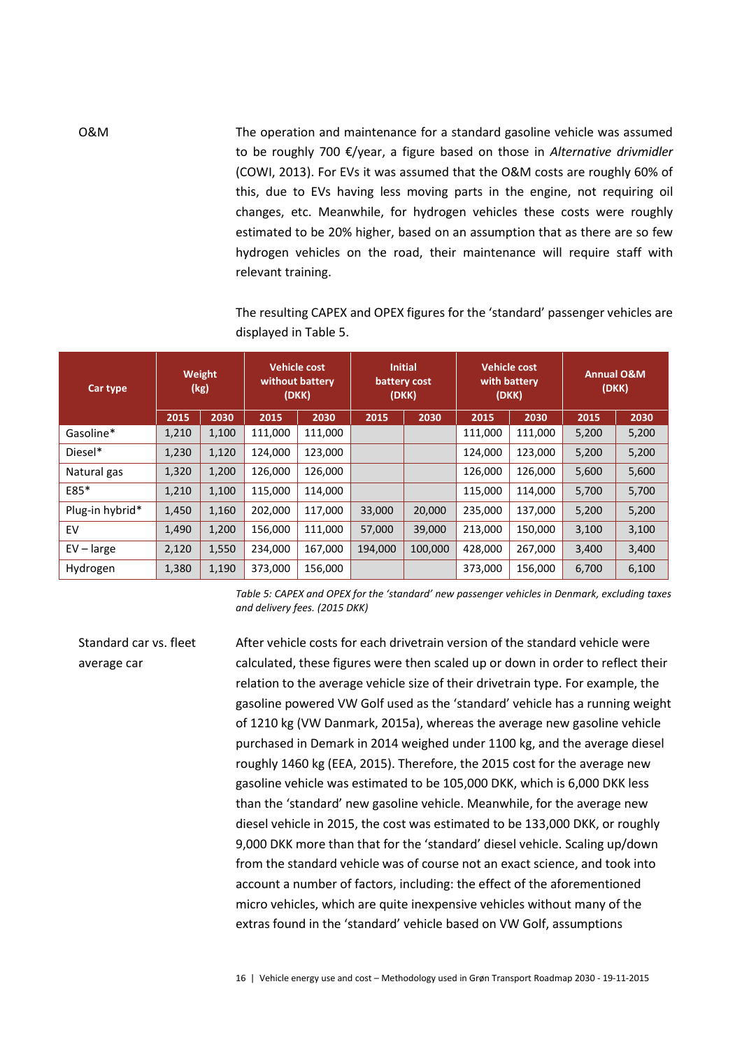O&M

The operation and maintenance for a standard gasoline vehicle was assumed to be roughly 700 €/year, a figure based on those in *Alternative drivmidler* (COWI, 2013). For EVs it was assumed that the O&M costs are roughly 60% of this, due to EVs having less moving parts in the engine, not requiring oil changes, etc. Meanwhile, for hydrogen vehicles these costs were roughly estimated to be 20% higher, based on an assumption that as there are so few hydrogen vehicles on the road, their maintenance will require staff with relevant training.

The resulting CAPEX and OPEX figures for the 'standard' passenger vehicles are displayed in Table 5.

| Car type | Weight (kg) | | Vehicle cost without battery (DKK) | | Initial battery cost (DKK) | | Vehicle cost with battery (DKK) | | Annual O&M (DKK) | |
|---|---|---|---|---|---|---|---|---|---|---|
| | 2015 | 2030 | 2015 | 2030 | 2015 | 2030 | 2015 | 2030 | 2015 | 2030 |
| Gasoline* | 1,210 | 1,100 | 111,000 | 111,000 | | | 111,000 | 111,000 | 5,200 | 5,200 |
| Diesel* | 1,230 | 1,120 | 124,000 | 123,000 | | | 124,000 | 123,000 | 5,200 | 5,200 |
| Natural gas | 1,320 | 1,200 | 126,000 | 126,000 | | | 126,000 | 126,000 | 5,600 | 5,600 |
| E85* | 1,210 | 1,100 | 115,000 | 114,000 | | | 115,000 | 114,000 | 5,700 | 5,700 |
| Plug-in hybrid* | 1,450 | 1,160 | 202,000 | 117,000 | 33,000 | 20,000 | 235,000 | 137,000 | 5,200 | 5,200 |
| EV | 1,490 | 1,200 | 156,000 | 111,000 | 57,000 | 39,000 | 213,000 | 150,000 | 3,100 | 3,100 |
| EV – large | 2,120 | 1,550 | 234,000 | 167,000 | 194,000 | 100,000 | 428,000 | 267,000 | 3,400 | 3,400 |
| Hydrogen | 1,380 | 1,190 | 373,000 | 156,000 | | | 373,000 | 156,000 | 6,700 | 6,100 |

*Table 5: CAPEX and OPEX for the 'standard' new passenger vehicles in Denmark, excluding taxes and delivery fees. (2015 DKK)*

Standard car vs. fleet average car

After vehicle costs for each drivetrain version of the standard vehicle were calculated, these figures were then scaled up or down in order to reflect their relation to the average vehicle size of their drivetrain type. For example, the gasoline powered VW Golf used as the 'standard' vehicle has a running weight of 1210 kg (VW Danmark, 2015a), whereas the average new gasoline vehicle purchased in Demark in 2014 weighed under 1100 kg, and the average diesel roughly 1460 kg (EEA, 2015). Therefore, the 2015 cost for the average new gasoline vehicle was estimated to be 105,000 DKK, which is 6,000 DKK less than the 'standard' new gasoline vehicle. Meanwhile, for the average new diesel vehicle in 2015, the cost was estimated to be 133,000 DKK, or roughly 9,000 DKK more than that for the 'standard' diesel vehicle. Scaling up/down from the standard vehicle was of course not an exact science, and took into account a number of factors, including: the effect of the aforementioned micro vehicles, which are quite inexpensive vehicles without many of the extras found in the 'standard' vehicle based on VW Golf, assumptions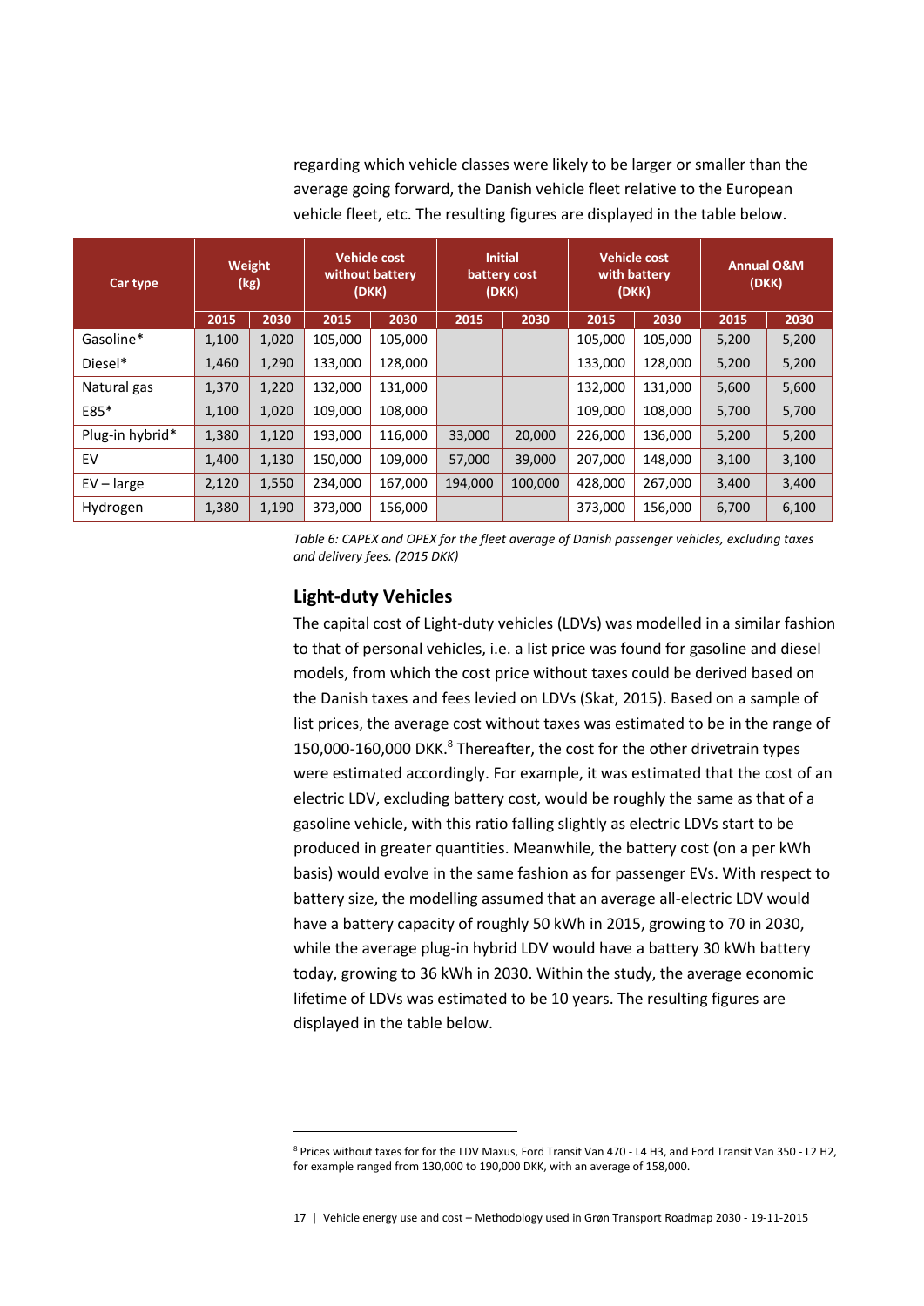regarding which vehicle classes were likely to be larger or smaller than the average going forward, the Danish vehicle fleet relative to the European vehicle fleet, etc. The resulting figures are displayed in the table below.

| Car type | Weight (kg) | | Vehicle cost without battery (DKK) | | Initial battery cost (DKK) | | Vehicle cost with battery (DKK) | | Annual O&M (DKK) | |
|---|---|---|---|---|---|---|---|---|---|---|
| | 2015 | 2030 | 2015 | 2030 | 2015 | 2030 | 2015 | 2030 | 2015 | 2030 |
| Gasoline* | 1,100 | 1,020 | 105,000 | 105,000 | | | 105,000 | 105,000 | 5,200 | 5,200 |
| Diesel* | 1,460 | 1,290 | 133,000 | 128,000 | | | 133,000 | 128,000 | 5,200 | 5,200 |
| Natural gas | 1,370 | 1,220 | 132,000 | 131,000 | | | 132,000 | 131,000 | 5,600 | 5,600 |
| E85* | 1,100 | 1,020 | 109,000 | 108,000 | | | 109,000 | 108,000 | 5,700 | 5,700 |
| Plug-in hybrid* | 1,380 | 1,120 | 193,000 | 116,000 | 33,000 | 20,000 | 226,000 | 136,000 | 5,200 | 5,200 |
| EV | 1,400 | 1,130 | 150,000 | 109,000 | 57,000 | 39,000 | 207,000 | 148,000 | 3,100 | 3,100 |
| EV – large | 2,120 | 1,550 | 234,000 | 167,000 | 194,000 | 100,000 | 428,000 | 267,000 | 3,400 | 3,400 |
| Hydrogen | 1,380 | 1,190 | 373,000 | 156,000 | | | 373,000 | 156,000 | 6,700 | 6,100 |

*Table 6: CAPEX and OPEX for the fleet average of Danish passenger vehicles, excluding taxes and delivery fees. (2015 DKK)*

### Light-duty Vehicles

The capital cost of Light-duty vehicles (LDVs) was modelled in a similar fashion to that of personal vehicles, i.e. a list price was found for gasoline and diesel models, from which the cost price without taxes could be derived based on the Danish taxes and fees levied on LDVs (Skat, 2015). Based on a sample of list prices, the average cost without taxes was estimated to be in the range of 150,000-160,000 DKK.[8] Thereafter, the cost for the other drivetrain types were estimated accordingly. For example, it was estimated that the cost of an electric LDV, excluding battery cost, would be roughly the same as that of a gasoline vehicle, with this ratio falling slightly as electric LDVs start to be produced in greater quantities. Meanwhile, the battery cost (on a per kWh basis) would evolve in the same fashion as for passenger EVs. With respect to battery size, the modelling assumed that an average all-electric LDV would have a battery capacity of roughly 50 kWh in 2015, growing to 70 in 2030, while the average plug-in hybrid LDV would have a battery 30 kWh battery today, growing to 36 kWh in 2030. Within the study, the average economic lifetime of LDVs was estimated to be 10 years. The resulting figures are displayed in the table below.

[8] Prices without taxes for for the LDV Maxus, Ford Transit Van 470 - L4 H3, and Ford Transit Van 350 - L2 H2, for example ranged from 130,000 to 190,000 DKK, with an average of 158,000.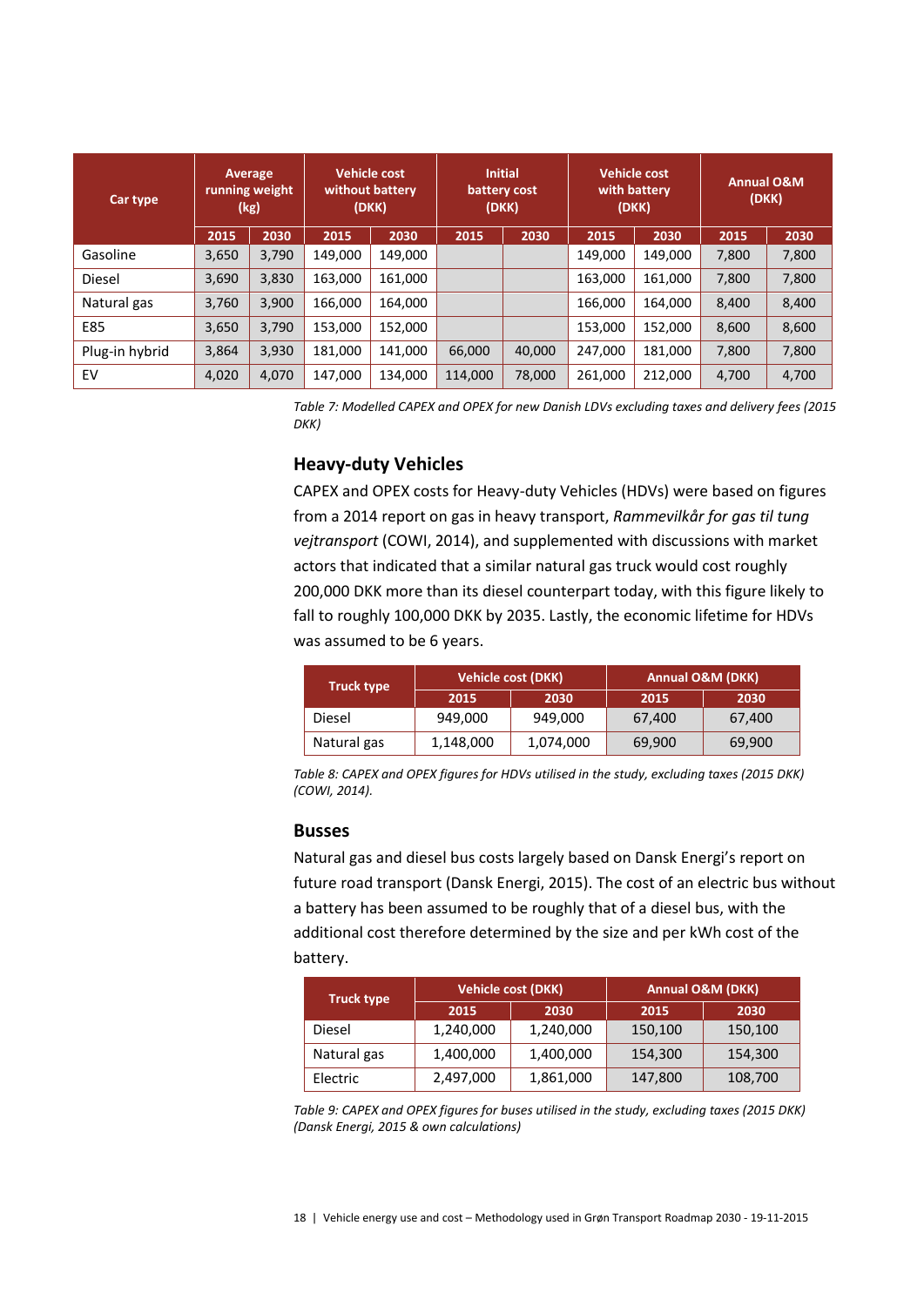| Car type | Average running weight (kg) | | Vehicle cost without battery (DKK) | | Initial battery cost (DKK) | | Vehicle cost with battery (DKK) | | Annual O&M (DKK) | |
|---|---|---|---|---|---|---|---|---|---|---|
| | 2015 | 2030 | 2015 | 2030 | 2015 | 2030 | 2015 | 2030 | 2015 | 2030 |
| Gasoline | 3,650 | 3,790 | 149,000 | 149,000 | | | 149,000 | 149,000 | 7,800 | 7,800 |
| Diesel | 3,690 | 3,830 | 163,000 | 161,000 | | | 163,000 | 161,000 | 7,800 | 7,800 |
| Natural gas | 3,760 | 3,900 | 166,000 | 164,000 | | | 166,000 | 164,000 | 8,400 | 8,400 |
| E85 | 3,650 | 3,790 | 153,000 | 152,000 | | | 153,000 | 152,000 | 8,600 | 8,600 |
| Plug-in hybrid | 3,864 | 3,930 | 181,000 | 141,000 | 66,000 | 40,000 | 247,000 | 181,000 | 7,800 | 7,800 |
| EV | 4,020 | 4,070 | 147,000 | 134,000 | 114,000 | 78,000 | 261,000 | 212,000 | 4,700 | 4,700 |

*Table 7: Modelled CAPEX and OPEX for new Danish LDVs excluding taxes and delivery fees (2015 DKK)*

### Heavy-duty Vehicles

CAPEX and OPEX costs for Heavy-duty Vehicles (HDVs) were based on figures from a 2014 report on gas in heavy transport, *Rammevilkår for gas til tung vejtransport* (COWI, 2014), and supplemented with discussions with market actors that indicated that a similar natural gas truck would cost roughly 200,000 DKK more than its diesel counterpart today, with this figure likely to fall to roughly 100,000 DKK by 2035. Lastly, the economic lifetime for HDVs was assumed to be 6 years.

| Truck type | Vehicle cost (DKK) | | Annual O&M (DKK) | |
|---|---|---|---|---|
| | 2015 | 2030 | 2015 | 2030 |
| Diesel | 949,000 | 949,000 | 67,400 | 67,400 |
| Natural gas | 1,148,000 | 1,074,000 | 69,900 | 69,900 |

*Table 8: CAPEX and OPEX figures for HDVs utilised in the study, excluding taxes (2015 DKK) (COWI, 2014).*

### Busses

Natural gas and diesel bus costs largely based on Dansk Energi's report on future road transport (Dansk Energi, 2015). The cost of an electric bus without a battery has been assumed to be roughly that of a diesel bus, with the additional cost therefore determined by the size and per kWh cost of the battery.

| Truck type | Vehicle cost (DKK) | | Annual O&M (DKK) | |
|---|---|---|---|---|
| | 2015 | 2030 | 2015 | 2030 |
| Diesel | 1,240,000 | 1,240,000 | 150,100 | 150,100 |
| Natural gas | 1,400,000 | 1,400,000 | 154,300 | 154,300 |
| Electric | 2,497,000 | 1,861,000 | 147,800 | 108,700 |

*Table 9: CAPEX and OPEX figures for buses utilised in the study, excluding taxes (2015 DKK) (Dansk Energi, 2015 & own calculations)*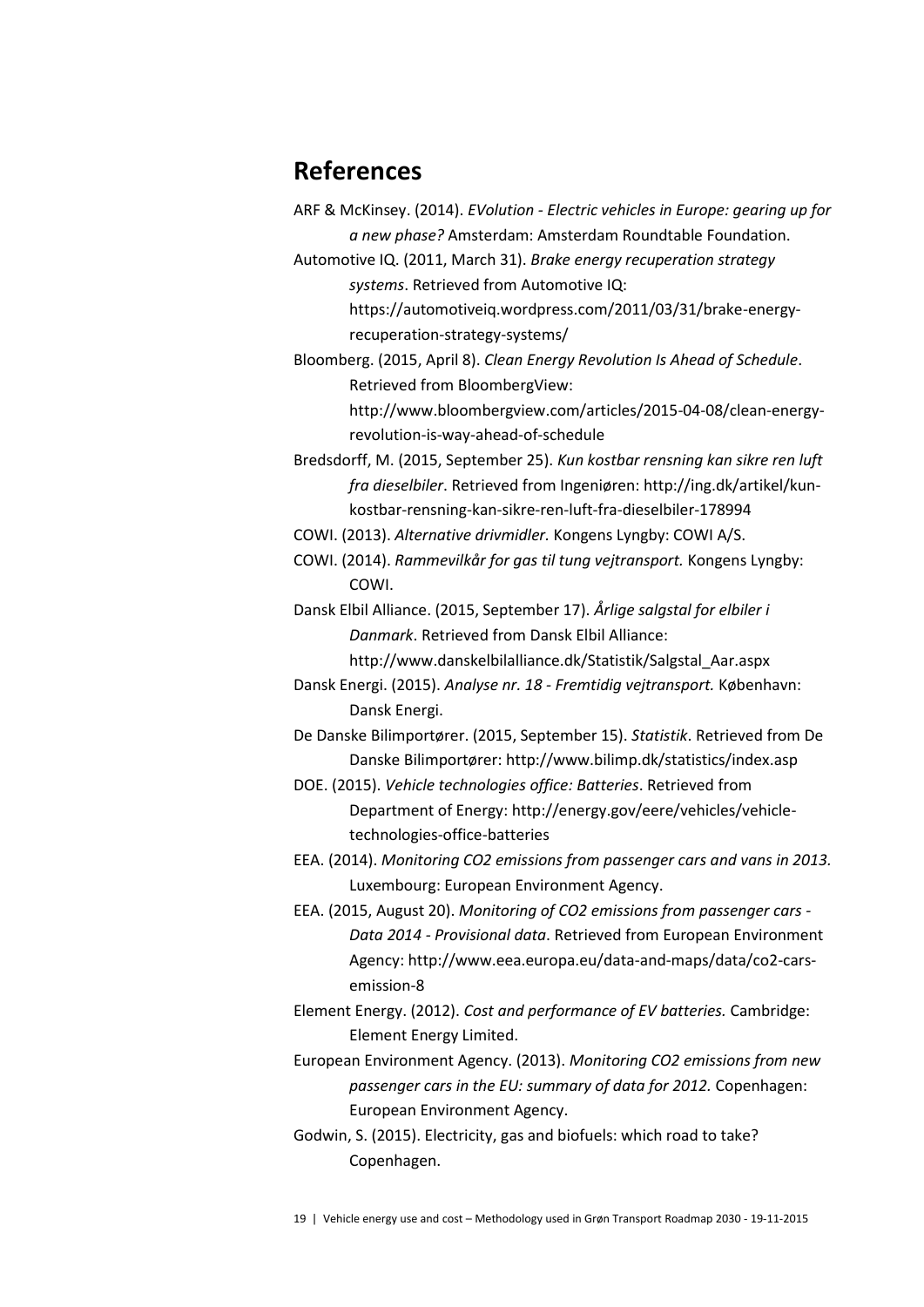# References

ARF & McKinsey. (2014). *EVolution - Electric vehicles in Europe: gearing up for a new phase?* Amsterdam: Amsterdam Roundtable Foundation.

Automotive IQ. (2011, March 31). *Brake energy recuperation strategy systems*. Retrieved from Automotive IQ: https://automotiveiq.wordpress.com/2011/03/31/brake-energy-recuperation-strategy-systems/

Bloomberg. (2015, April 8). *Clean Energy Revolution Is Ahead of Schedule*. Retrieved from BloombergView: http://www.bloombergview.com/articles/2015-04-08/clean-energy-revolution-is-way-ahead-of-schedule

Bredsdorff, M. (2015, September 25). *Kun kostbar rensning kan sikre ren luft fra dieselbiler*. Retrieved from Ingeniøren: http://ing.dk/artikel/kun-kostbar-rensning-kan-sikre-ren-luft-fra-dieselbiler-178994

COWI. (2013). *Alternative drivmidler.* Kongens Lyngby: COWI A/S.

COWI. (2014). *Rammevilkår for gas til tung vejtransport.* Kongens Lyngby: COWI.

Dansk Elbil Alliance. (2015, September 17). *Årlige salgstal for elbiler i Danmark*. Retrieved from Dansk Elbil Alliance: http://www.danskelbilalliance.dk/Statistik/Salgstal_Aar.aspx

Dansk Energi. (2015). *Analyse nr. 18 - Fremtidig vejtransport.* København: Dansk Energi.

De Danske Bilimportører. (2015, September 15). *Statistik*. Retrieved from De Danske Bilimportører: http://www.bilimp.dk/statistics/index.asp

DOE. (2015). *Vehicle technologies office: Batteries*. Retrieved from Department of Energy: http://energy.gov/eere/vehicles/vehicle-technologies-office-batteries

EEA. (2014). *Monitoring CO2 emissions from passenger cars and vans in 2013.* Luxembourg: European Environment Agency.

EEA. (2015, August 20). *Monitoring of CO2 emissions from passenger cars - Data 2014 - Provisional data*. Retrieved from European Environment Agency: http://www.eea.europa.eu/data-and-maps/data/co2-cars-emission-8

Element Energy. (2012). *Cost and performance of EV batteries.* Cambridge: Element Energy Limited.

European Environment Agency. (2013). *Monitoring CO2 emissions from new passenger cars in the EU: summary of data for 2012.* Copenhagen: European Environment Agency.

Godwin, S. (2015). Electricity, gas and biofuels: which road to take? Copenhagen.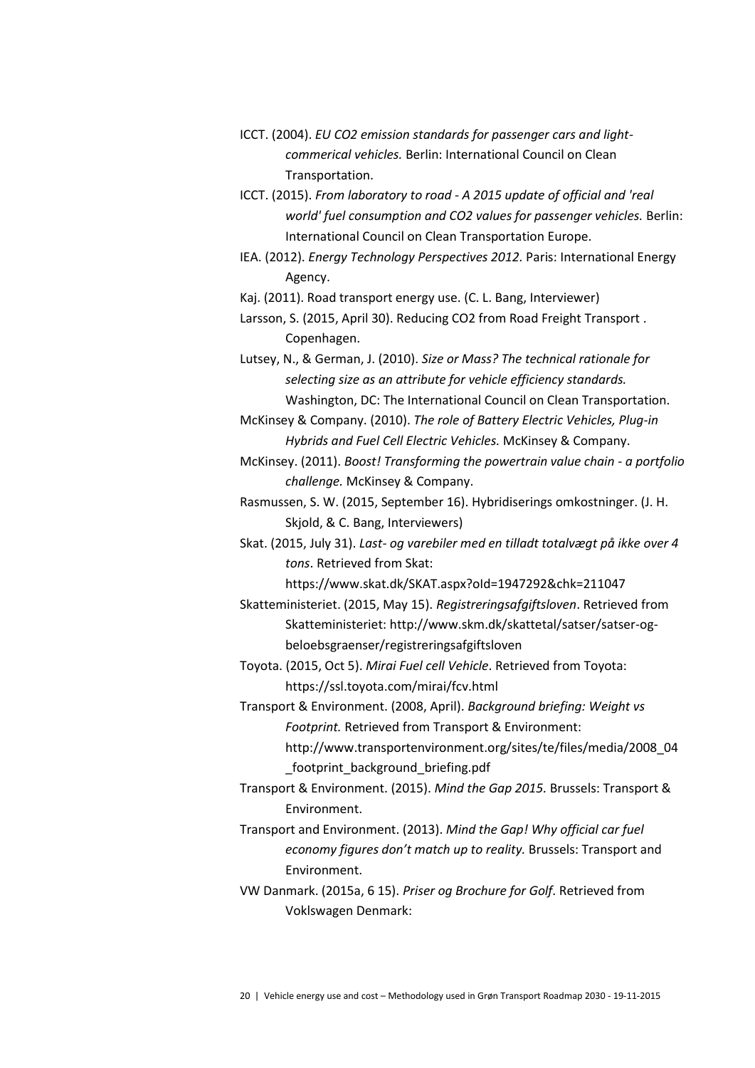ICCT. (2004). *EU CO2 emission standards for passenger cars and light-commerical vehicles.* Berlin: International Council on Clean Transportation.

ICCT. (2015). *From laboratory to road - A 2015 update of official and 'real world' fuel consumption and CO2 values for passenger vehicles.* Berlin: International Council on Clean Transportation Europe.

IEA. (2012). *Energy Technology Perspectives 2012.* Paris: International Energy Agency.

Kaj. (2011). Road transport energy use. (C. L. Bang, Interviewer)

Larsson, S. (2015, April 30). Reducing CO2 from Road Freight Transport . Copenhagen.

Lutsey, N., & German, J. (2010). *Size or Mass? The technical rationale for selecting size as an attribute for vehicle efficiency standards.* Washington, DC: The International Council on Clean Transportation.

McKinsey & Company. (2010). *The role of Battery Electric Vehicles, Plug-in Hybrids and Fuel Cell Electric Vehicles.* McKinsey & Company.

McKinsey. (2011). *Boost! Transforming the powertrain value chain - a portfolio challenge.* McKinsey & Company.

Rasmussen, S. W. (2015, September 16). Hybridiserings omkostninger. (J. H. Skjold, & C. Bang, Interviewers)

Skat. (2015, July 31). *Last- og varebiler med en tilladt totalvægt på ikke over 4 tons*. Retrieved from Skat: https://www.skat.dk/SKAT.aspx?oId=1947292&chk=211047

Skatteministeriet. (2015, May 15). *Registreringsafgiftsloven*. Retrieved from Skatteministeriet: http://www.skm.dk/skattetal/satser/satser-og-beloebsgraenser/registreringsafgiftsloven

Toyota. (2015, Oct 5). *Mirai Fuel cell Vehicle*. Retrieved from Toyota: https://ssl.toyota.com/mirai/fcv.html

Transport & Environment. (2008, April). *Background briefing: Weight vs Footprint.* Retrieved from Transport & Environment: http://www.transportenvironment.org/sites/te/files/media/2008_04_footprint_background_briefing.pdf

Transport & Environment. (2015). *Mind the Gap 2015.* Brussels: Transport & Environment.

Transport and Environment. (2013). *Mind the Gap! Why official car fuel economy figures don't match up to reality.* Brussels: Transport and Environment.

VW Danmark. (2015a, 6 15). *Priser og Brochure for Golf*. Retrieved from Voklswagen Denmark: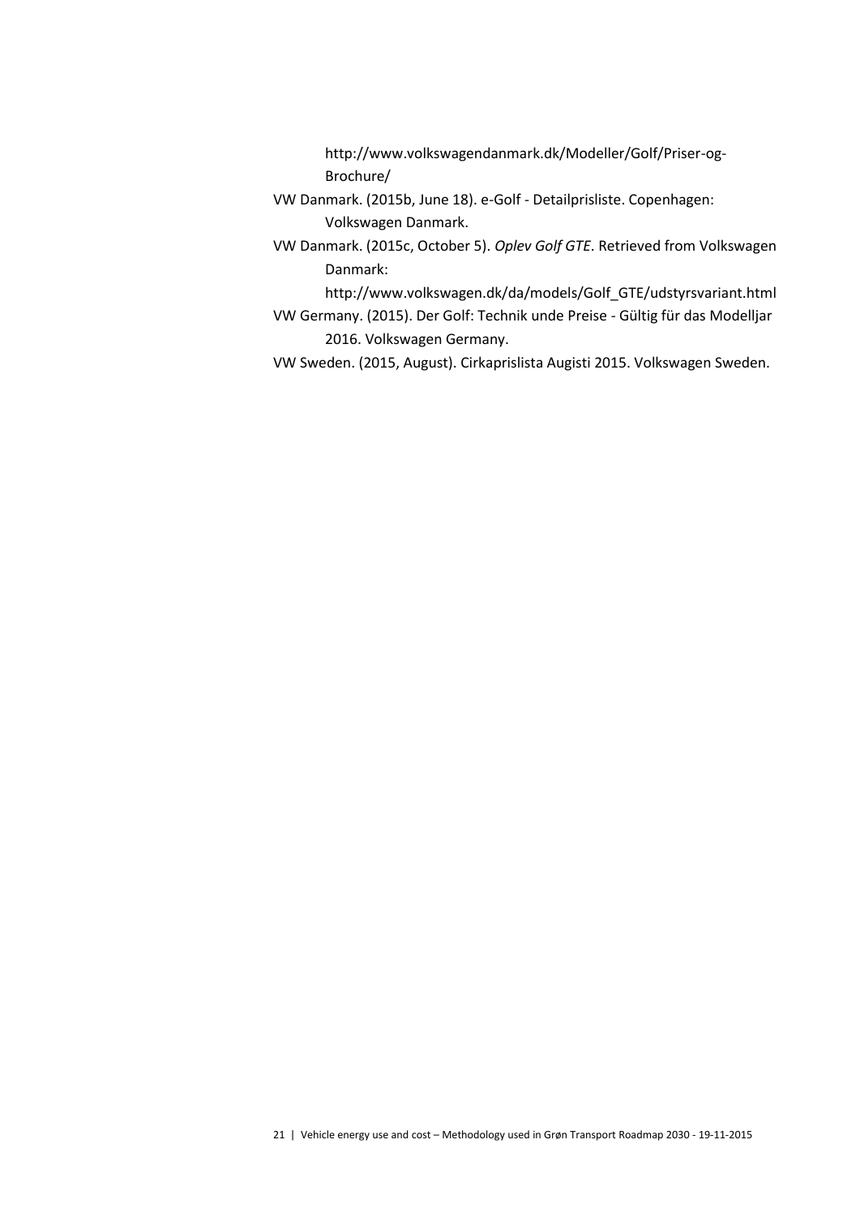http://www.volkswagendanmark.dk/Modeller/Golf/Priser-og-Brochure/

VW Danmark. (2015b, June 18). e-Golf - Detailprisliste. Copenhagen: Volkswagen Danmark.

VW Danmark. (2015c, October 5). *Oplev Golf GTE*. Retrieved from Volkswagen Danmark: http://www.volkswagen.dk/da/models/Golf_GTE/udstyrsvariant.html

VW Germany. (2015). Der Golf: Technik unde Preise - Gültig für das Modelljar 2016. Volkswagen Germany.

VW Sweden. (2015, August). Cirkaprislista Augisti 2015. Volkswagen Sweden.